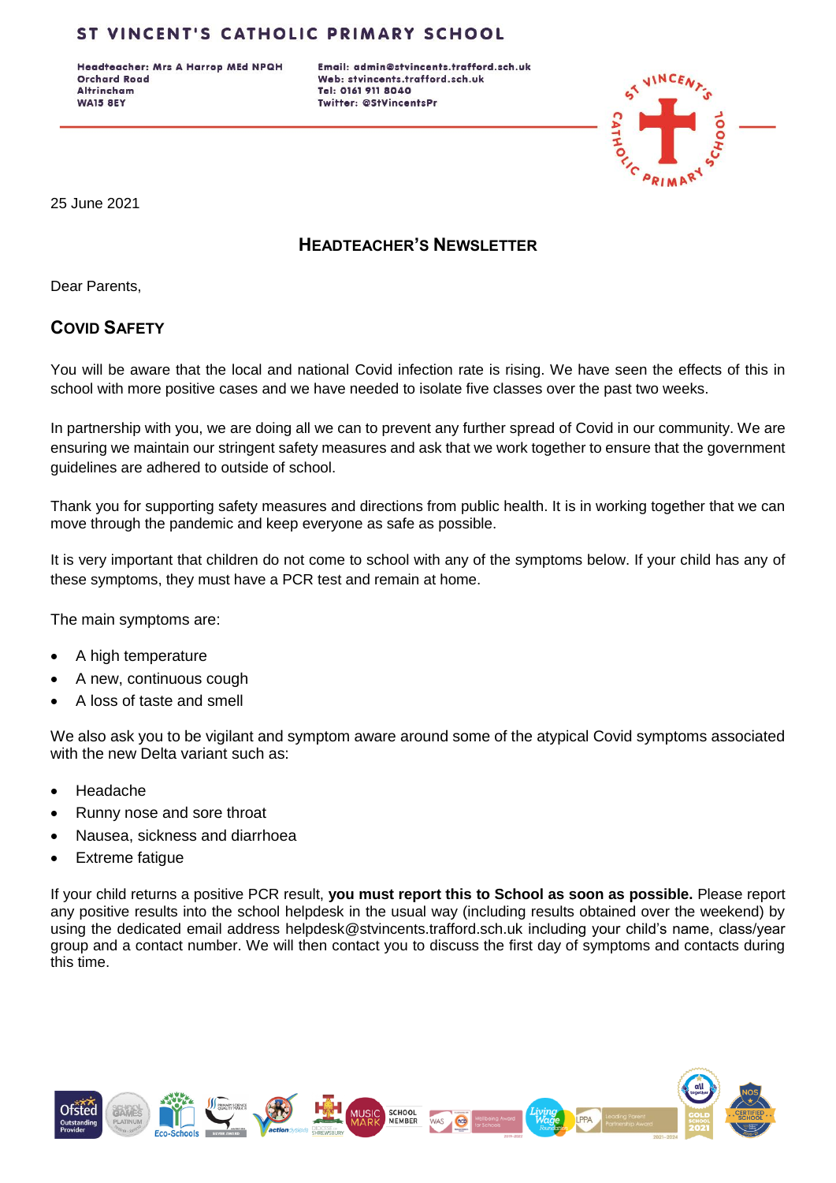# ST VINCENT'S CATHOLIC PRIMARY SCHOOL

**Headteacher: Mrs A Harrop MEd NPQH**
**Orchard Road**
**Altrincham**
**WA15 8EY**

**Email: admin@stvincents.trafford.sch.uk**
**Web: stvincents.trafford.sch.uk**
**Tel: 0161 911 8040**
**Twitter: @StVincentsPr**

25 June 2021

## HEADTEACHER'S NEWSLETTER

Dear Parents,

## COVID SAFETY

You will be aware that the local and national Covid infection rate is rising. We have seen the effects of this in school with more positive cases and we have needed to isolate five classes over the past two weeks.

In partnership with you, we are doing all we can to prevent any further spread of Covid in our community. We are ensuring we maintain our stringent safety measures and ask that we work together to ensure that the government guidelines are adhered to outside of school.

Thank you for supporting safety measures and directions from public health. It is in working together that we can move through the pandemic and keep everyone as safe as possible.

It is very important that children do not come to school with any of the symptoms below. If your child has any of these symptoms, they must have a PCR test and remain at home.

The main symptoms are:

- A high temperature
- A new, continuous cough
- A loss of taste and smell

We also ask you to be vigilant and symptom aware around some of the atypical Covid symptoms associated with the new Delta variant such as:

- Headache
- Runny nose and sore throat
- Nausea, sickness and diarrhoea
- Extreme fatigue

If your child returns a positive PCR result, **you must report this to School as soon as possible.** Please report any positive results into the school helpdesk in the usual way (including results obtained over the weekend) by using the dedicated email address helpdesk@stvincents.trafford.sch.uk including your child's name, class/year group and a contact number. We will then contact you to discuss the first day of symptoms and contacts during this time.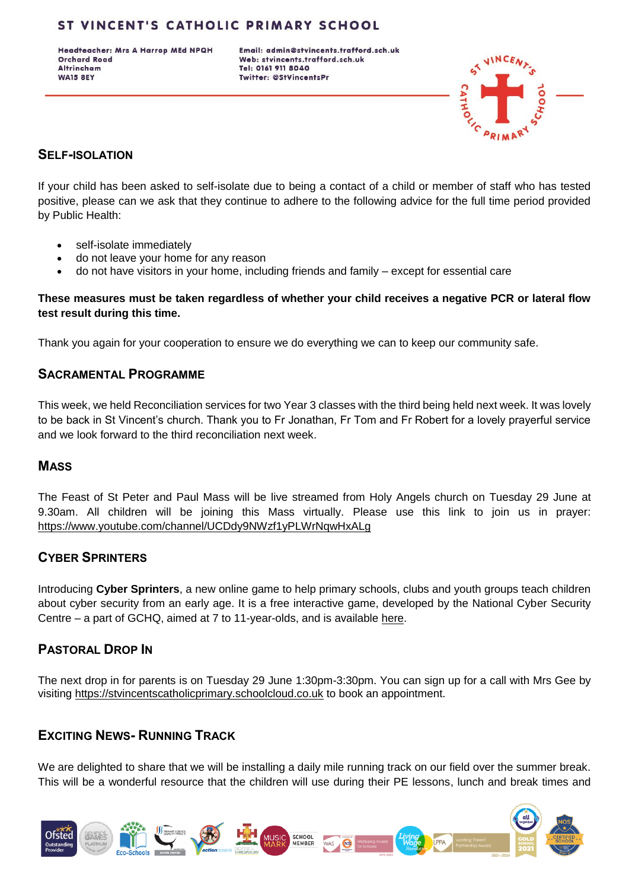## SELF-ISOLATION

If your child has been asked to self-isolate due to being a contact of a child or member of staff who has tested positive, please can we ask that they continue to adhere to the following advice for the full time period provided by Public Health:

- self-isolate immediately
- do not leave your home for any reason
- do not have visitors in your home, including friends and family – except for essential care

**These measures must be taken regardless of whether your child receives a negative PCR or lateral flow test result during this time.**

Thank you again for your cooperation to ensure we do everything we can to keep our community safe.

## SACRAMENTAL PROGRAMME

This week, we held Reconciliation services for two Year 3 classes with the third being held next week. It was lovely to be back in St Vincent's church. Thank you to Fr Jonathan, Fr Tom and Fr Robert for a lovely prayerful service and we look forward to the third reconciliation next week.

## MASS

The Feast of St Peter and Paul Mass will be live streamed from Holy Angels church on Tuesday 29 June at 9.30am. All children will be joining this Mass virtually. Please use this link to join us in prayer: https://www.youtube.com/channel/UCDdy9NWzf1yPLWrNqwHxALg

## CYBER SPRINTERS

Introducing **Cyber Sprinters**, a new online game to help primary schools, clubs and youth groups teach children about cyber security from an early age. It is a free interactive game, developed by the National Cyber Security Centre – a part of GCHQ, aimed at 7 to 11-year-olds, and is available here.

## PASTORAL DROP IN

The next drop in for parents is on Tuesday 29 June 1:30pm-3:30pm. You can sign up for a call with Mrs Gee by visiting https://stvincentscatholicprimary.schoolcloud.co.uk to book an appointment.

## EXCITING NEWS- RUNNING TRACK

We are delighted to share that we will be installing a daily mile running track on our field over the summer break. This will be a wonderful resource that the children will use during their PE lessons, lunch and break times and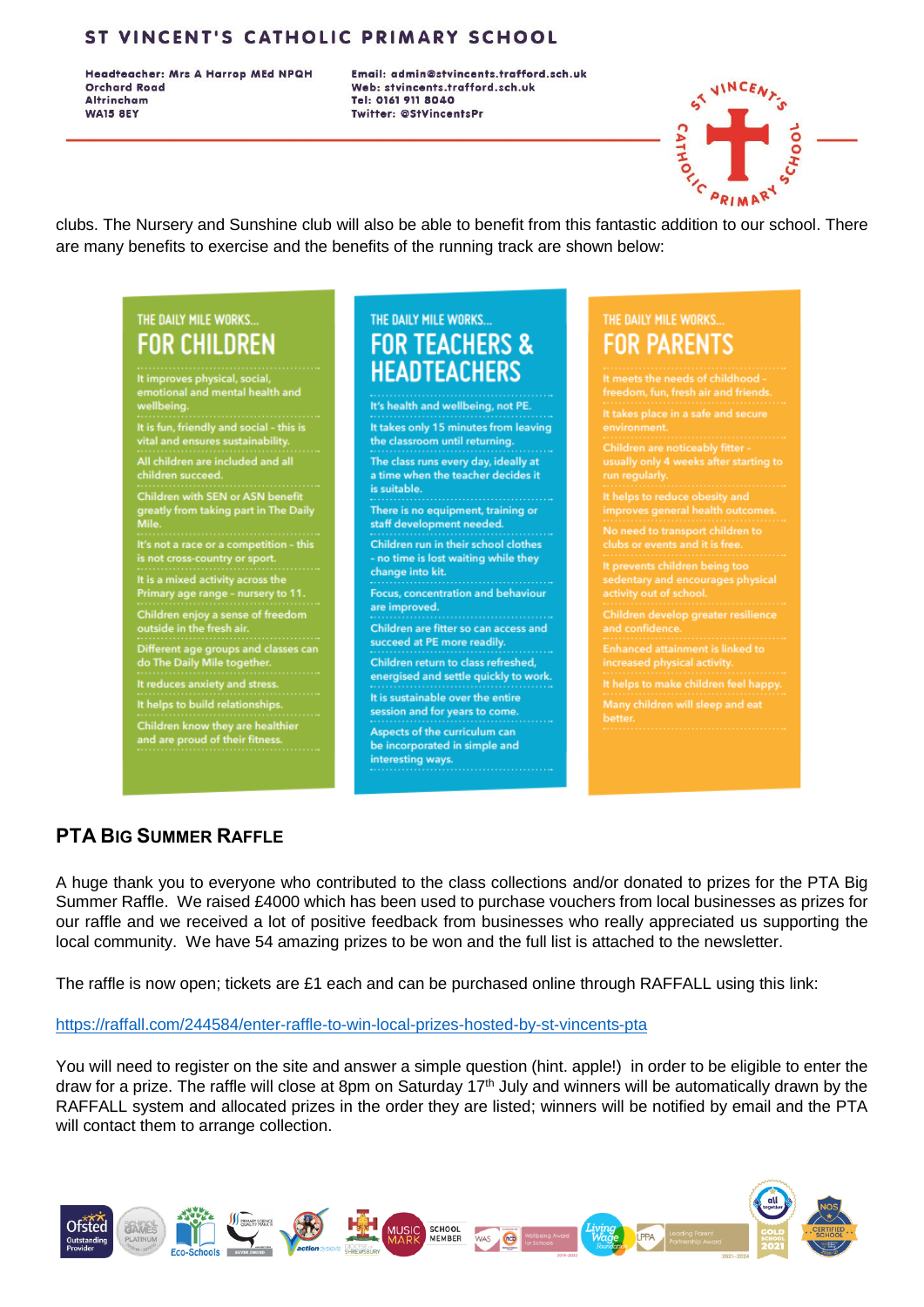clubs. The Nursery and Sunshine club will also be able to benefit from this fantastic addition to our school. There are many benefits to exercise and the benefits of the running track are shown below:

THE DAILY MILE WORKS...

## FOR CHILDREN

- It improves physical, social, emotional and mental health and wellbeing.
- It is fun, friendly and social - this is vital and ensures sustainability.
- All children are included and all children succeed.
- Children with SEN or ASN benefit greatly from taking part in The Daily Mile.
- It's not a race or a competition - this is not cross-country or sport.
- It is a mixed activity across the Primary age range - nursery to 11.
- Children enjoy a sense of freedom outside in the fresh air.
- Different age groups and classes can do The Daily Mile together.
- It reduces anxiety and stress.
- It helps to build relationships.
- Children know they are healthier and are proud of their fitness.

THE DAILY MILE WORKS...

## FOR TEACHERS & HEADTEACHERS

- It's health and wellbeing, not PE.
- It takes only 15 minutes from leaving the classroom until returning.
- The class runs every day, ideally at a time when the teacher decides it is suitable.
- There is no equipment, training or staff development needed.
- Children run in their school clothes - no time is lost waiting while they change into kit.
- Focus, concentration and behaviour are improved.
- Children are fitter so can access and succeed at PE more readily.
- Children return to class refreshed, energised and settle quickly to work.
- It is sustainable over the entire session and for years to come.
- Aspects of the curriculum can be incorporated in simple and interesting ways.

THE DAILY MILE WORKS...

## FOR PARENTS

- It meets the needs of childhood - freedom, fun, fresh air and friends.
- It takes place in a safe and secure environment.
- Children are noticeably fitter - usually only 4 weeks after starting to run regularly.
- It helps to reduce obesity and improves general health outcomes.
- No need to transport children to clubs or events and it is free.
- It prevents children being too sedentary and encourages physical activity out of school.
- Children develop greater resilience and confidence.
- Enhanced attainment is linked to increased physical activity.
- It helps to make children feel happy.
- Many children will sleep and eat better.

## PTA Big Summer Raffle

A huge thank you to everyone who contributed to the class collections and/or donated to prizes for the PTA Big Summer Raffle. We raised £4000 which has been used to purchase vouchers from local businesses as prizes for our raffle and we received a lot of positive feedback from businesses who really appreciated us supporting the local community. We have 54 amazing prizes to be won and the full list is attached to the newsletter.

The raffle is now open; tickets are £1 each and can be purchased online through RAFFALL using this link:

https://raffall.com/244584/enter-raffle-to-win-local-prizes-hosted-by-st-vincents-pta

You will need to register on the site and answer a simple question (hint. apple!) in order to be eligible to enter the draw for a prize. The raffle will close at 8pm on Saturday 17th July and winners will be automatically drawn by the RAFFALL system and allocated prizes in the order they are listed; winners will be notified by email and the PTA will contact them to arrange collection.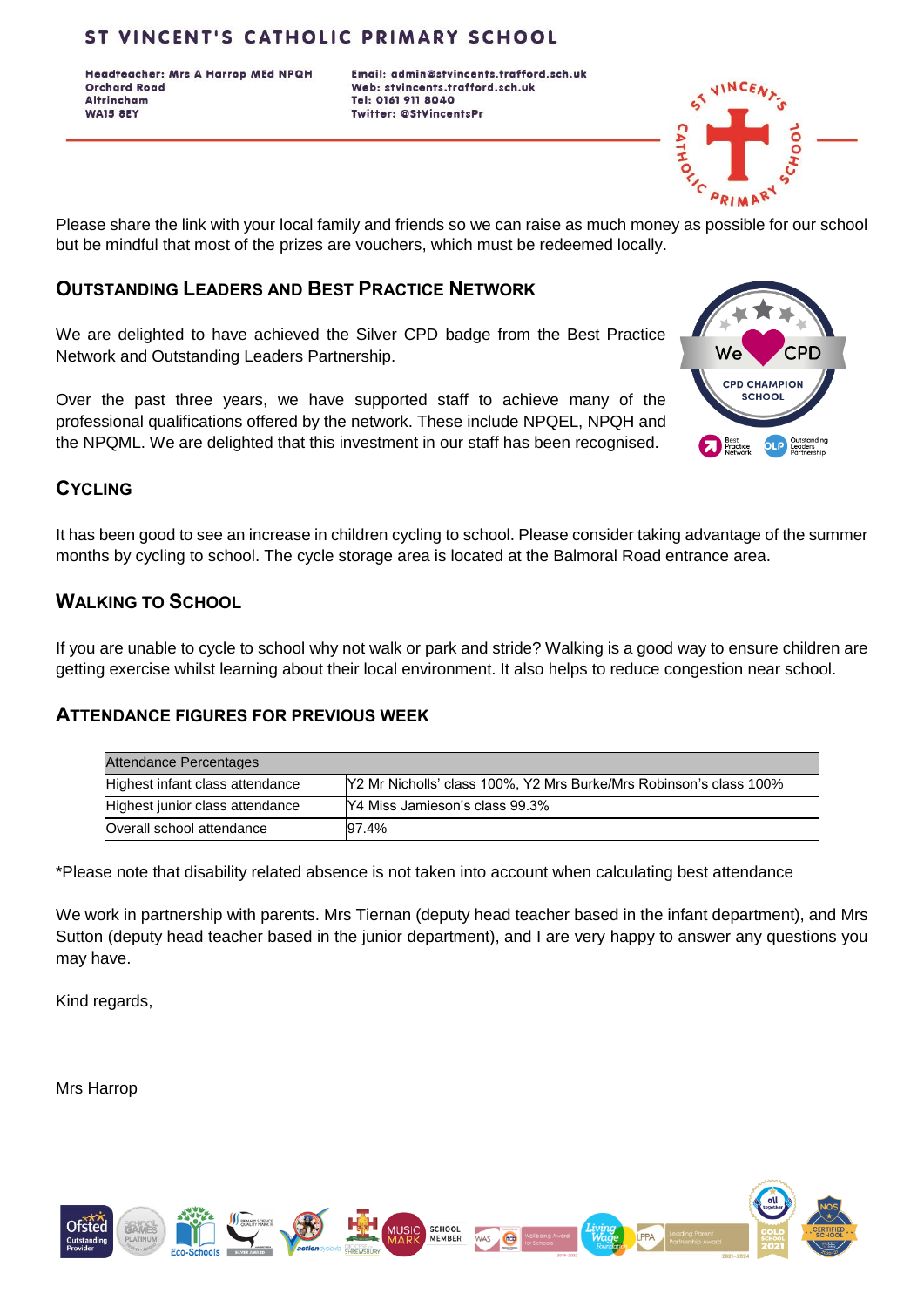Please share the link with your local family and friends so we can raise as much money as possible for our school but be mindful that most of the prizes are vouchers, which must be redeemed locally.

## Outstanding Leaders and Best Practice Network

We are delighted to have achieved the Silver CPD badge from the Best Practice Network and Outstanding Leaders Partnership.

Over the past three years, we have supported staff to achieve many of the professional qualifications offered by the network. These include NPQEL, NPQH and the NPQML. We are delighted that this investment in our staff has been recognised.

## Cycling

It has been good to see an increase in children cycling to school. Please consider taking advantage of the summer months by cycling to school. The cycle storage area is located at the Balmoral Road entrance area.

## Walking to School

If you are unable to cycle to school why not walk or park and stride? Walking is a good way to ensure children are getting exercise whilst learning about their local environment. It also helps to reduce congestion near school.

## Attendance Figures for Previous Week

| Attendance Percentages | |
|---|---|
| Highest infant class attendance | Y2 Mr Nicholls' class 100%, Y2 Mrs Burke/Mrs Robinson's class 100% |
| Highest junior class attendance | Y4 Miss Jamieson's class 99.3% |
| Overall school attendance | 97.4% |

*Please note that disability related absence is not taken into account when calculating best attendance

We work in partnership with parents. Mrs Tiernan (deputy head teacher based in the infant department), and Mrs Sutton (deputy head teacher based in the junior department), and I are very happy to answer any questions you may have.

Kind regards,

Mrs Harrop